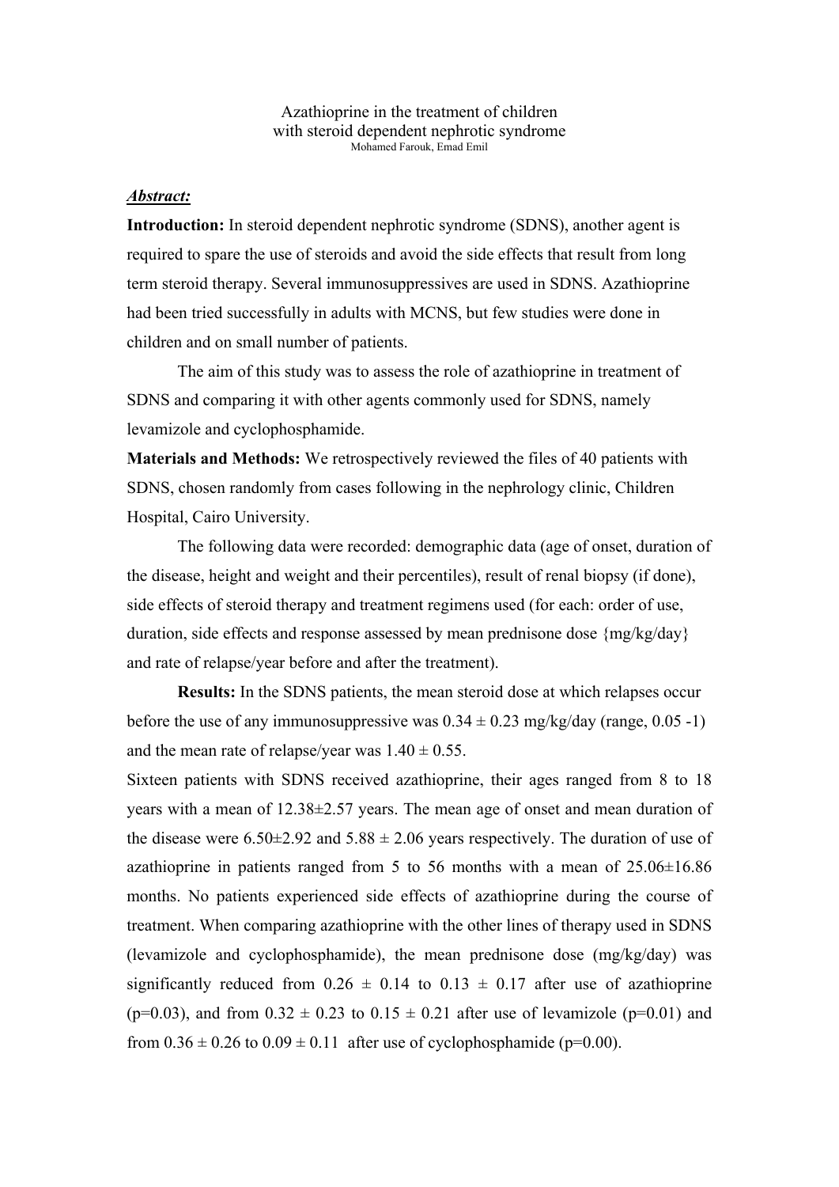# Azathioprine in the treatment of children with steroid dependent nephrotic syndrome

Mohamed Farouk, Emad Emil

***Abstract:***

**Introduction:** In steroid dependent nephrotic syndrome (SDNS), another agent is required to spare the use of steroids and avoid the side effects that result from long term steroid therapy. Several immunosuppressives are used in SDNS. Azathioprine had been tried successfully in adults with MCNS, but few studies were done in children and on small number of patients.

The aim of this study was to assess the role of azathioprine in treatment of SDNS and comparing it with other agents commonly used for SDNS, namely levamizole and cyclophosphamide.

**Materials and Methods:** We retrospectively reviewed the files of 40 patients with SDNS, chosen randomly from cases following in the nephrology clinic, Children Hospital, Cairo University.

The following data were recorded: demographic data (age of onset, duration of the disease, height and weight and their percentiles), result of renal biopsy (if done), side effects of steroid therapy and treatment regimens used (for each: order of use, duration, side effects and response assessed by mean prednisone dose {mg/kg/day} and rate of relapse/year before and after the treatment).

**Results:** In the SDNS patients, the mean steroid dose at which relapses occur before the use of any immunosuppressive was $0.34 \pm 0.23$ mg/kg/day (range, 0.05 -1) and the mean rate of relapse/year was $1.40 \pm 0.55$.

Sixteen patients with SDNS received azathioprine, their ages ranged from 8 to 18 years with a mean of $12.38 \pm 2.57$ years. The mean age of onset and mean duration of the disease were $6.50 \pm 2.92$ and $5.88 \pm 2.06$ years respectively. The duration of use of azathioprine in patients ranged from 5 to 56 months with a mean of $25.06 \pm 16.86$ months. No patients experienced side effects of azathioprine during the course of treatment. When comparing azathioprine with the other lines of therapy used in SDNS (levamizole and cyclophosphamide), the mean prednisone dose (mg/kg/day) was significantly reduced from $0.26 \pm 0.14$ to $0.13 \pm 0.17$ after use of azathioprine ($p=0.03$), and from $0.32 \pm 0.23$ to $0.15 \pm 0.21$ after use of levamizole ($p=0.01$) and from $0.36 \pm 0.26$ to $0.09 \pm 0.11$ after use of cyclophosphamide ($p=0.00$).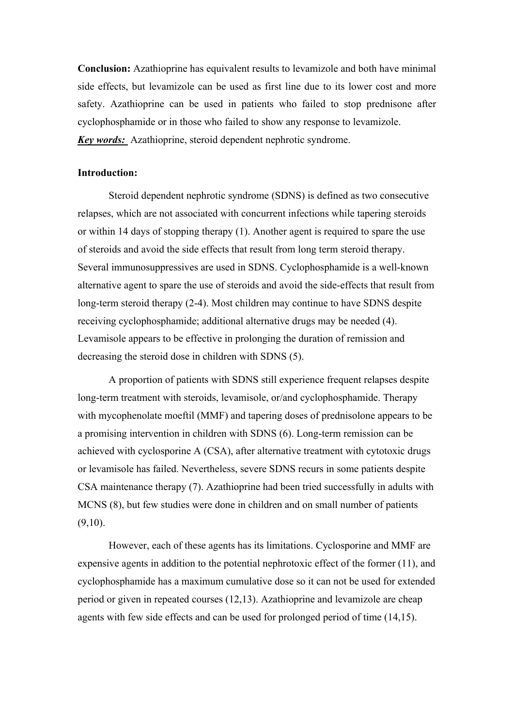**Conclusion:** Azathioprine has equivalent results to levamizole and both have minimal side effects, but levamizole can be used as first line due to its lower cost and more safety. Azathioprine can be used in patients who failed to stop prednisone after cyclophosphamide or in those who failed to show any response to levamizole.

***Key words:*** Azathioprine, steroid dependent nephrotic syndrome.

**Introduction:**

Steroid dependent nephrotic syndrome (SDNS) is defined as two consecutive relapses, which are not associated with concurrent infections while tapering steroids or within 14 days of stopping therapy (1). Another agent is required to spare the use of steroids and avoid the side effects that result from long term steroid therapy. Several immunosuppressives are used in SDNS. Cyclophosphamide is a well-known alternative agent to spare the use of steroids and avoid the side-effects that result from long-term steroid therapy (2-4). Most children may continue to have SDNS despite receiving cyclophosphamide; additional alternative drugs may be needed (4). Levamisole appears to be effective in prolonging the duration of remission and decreasing the steroid dose in children with SDNS (5).

A proportion of patients with SDNS still experience frequent relapses despite long-term treatment with steroids, levamisole, or/and cyclophosphamide. Therapy with mycophenolate moeftil (MMF) and tapering doses of prednisolone appears to be a promising intervention in children with SDNS (6). Long-term remission can be achieved with cyclosporine A (CSA), after alternative treatment with cytotoxic drugs or levamisole has failed. Nevertheless, severe SDNS recurs in some patients despite CSA maintenance therapy (7). Azathioprine had been tried successfully in adults with MCNS (8), but few studies were done in children and on small number of patients (9,10).

However, each of these agents has its limitations. Cyclosporine and MMF are expensive agents in addition to the potential nephrotoxic effect of the former (11), and cyclophosphamide has a maximum cumulative dose so it can not be used for extended period or given in repeated courses (12,13). Azathioprine and levamizole are cheap agents with few side effects and can be used for prolonged period of time (14,15).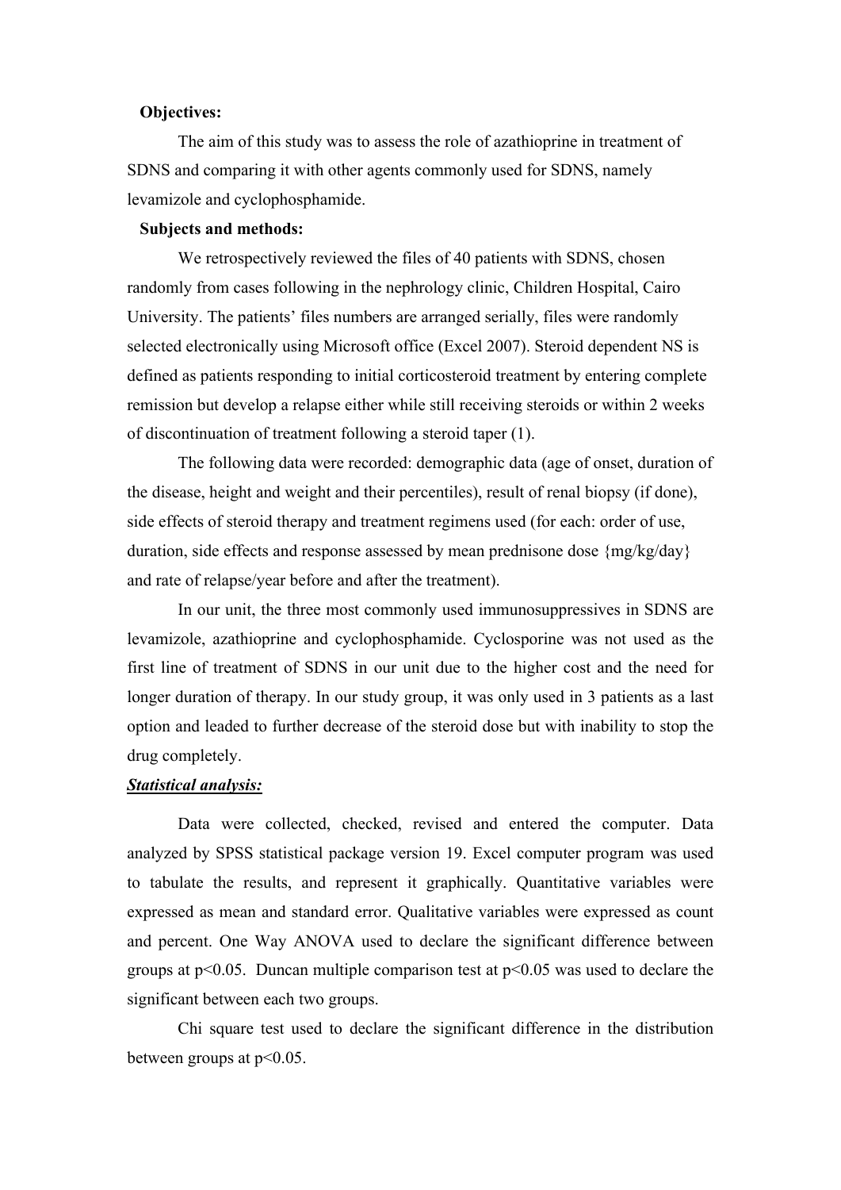**Objectives:**

The aim of this study was to assess the role of azathioprine in treatment of SDNS and comparing it with other agents commonly used for SDNS, namely levamizole and cyclophosphamide.

**Subjects and methods:**

We retrospectively reviewed the files of 40 patients with SDNS, chosen randomly from cases following in the nephrology clinic, Children Hospital, Cairo University. The patients' files numbers are arranged serially, files were randomly selected electronically using Microsoft office (Excel 2007). Steroid dependent NS is defined as patients responding to initial corticosteroid treatment by entering complete remission but develop a relapse either while still receiving steroids or within 2 weeks of discontinuation of treatment following a steroid taper (1).

The following data were recorded: demographic data (age of onset, duration of the disease, height and weight and their percentiles), result of renal biopsy (if done), side effects of steroid therapy and treatment regimens used (for each: order of use, duration, side effects and response assessed by mean prednisone dose {mg/kg/day} and rate of relapse/year before and after the treatment).

In our unit, the three most commonly used immunosuppressives in SDNS are levamizole, azathioprine and cyclophosphamide. Cyclosporine was not used as the first line of treatment of SDNS in our unit due to the higher cost and the need for longer duration of therapy. In our study group, it was only used in 3 patients as a last option and leaded to further decrease of the steroid dose but with inability to stop the drug completely.

***Statistical analysis:***

Data were collected, checked, revised and entered the computer. Data analyzed by SPSS statistical package version 19. Excel computer program was used to tabulate the results, and represent it graphically. Quantitative variables were expressed as mean and standard error. Qualitative variables were expressed as count and percent. One Way ANOVA used to declare the significant difference between groups at $p<0.05$. Duncan multiple comparison test at $p<0.05$ was used to declare the significant between each two groups.

Chi square test used to declare the significant difference in the distribution between groups at $p<0.05$.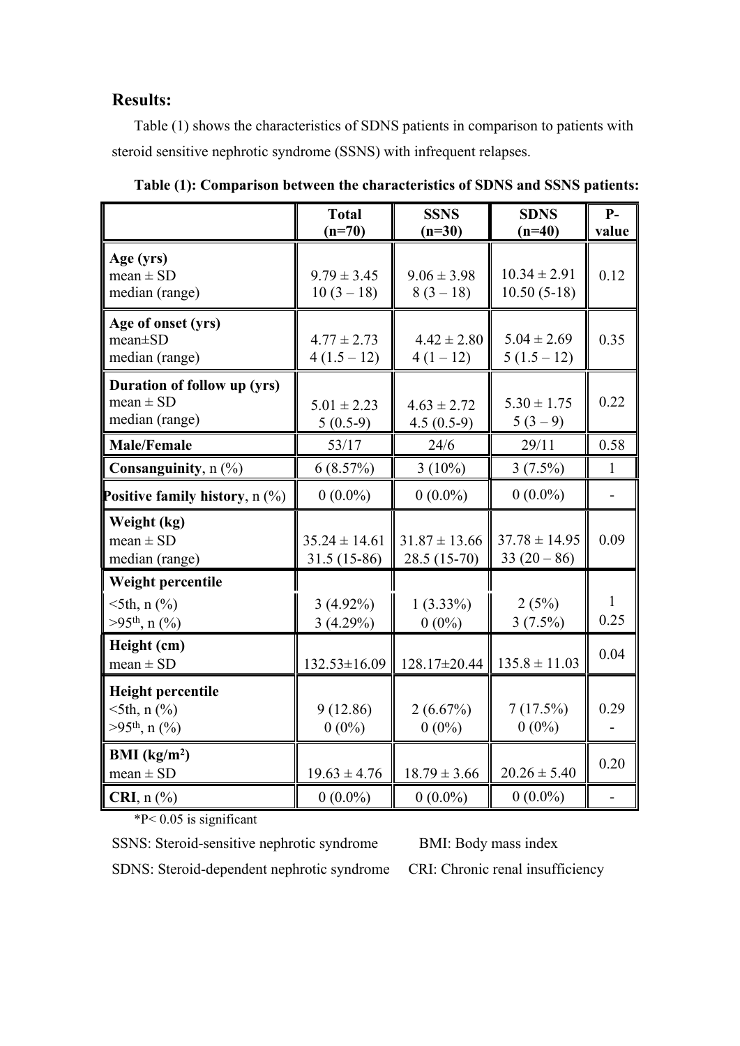## Results:

Table (1) shows the characteristics of SDNS patients in comparison to patients with steroid sensitive nephrotic syndrome (SSNS) with infrequent relapses.

**Table (1): Comparison between the characteristics of SDNS and SSNS patients:**

| | Total (n=70) | SSNS (n=30) | SDNS (n=40) | P-value |
|---|---|---|---|---|
| **Age (yrs)**<br>mean ± SD<br>median (range) | 9.79 ± 3.45<br>10 (3 – 18) | 9.06 ± 3.98<br>8 (3 – 18) | 10.34 ± 2.91<br>10.50 (5-18) | 0.12 |
| **Age of onset (yrs)**<br>mean±SD<br>median (range) | 4.77 ± 2.73<br>4 (1.5 – 12) | 4.42 ± 2.80<br>4 (1 – 12) | 5.04 ± 2.69<br>5 (1.5 – 12) | 0.35 |
| **Duration of follow up (yrs)**<br>mean ± SD<br>median (range) | 5.01 ± 2.23<br>5 (0.5-9) | 4.63 ± 2.72<br>4.5 (0.5-9) | 5.30 ± 1.75<br>5 (3 – 9) | 0.22 |
| **Male/Female** | 53/17 | 24/6 | 29/11 | 0.58 |
| **Consanguinity**, n (%) | 6 (8.57%) | 3 (10%) | 3 (7.5%) | 1 |
| **Positive family history**, n (%) | 0 (0.0%) | 0 (0.0%) | 0 (0.0%) | - |
| **Weight (kg)**<br>mean ± SD<br>median (range) | 35.24 ± 14.61<br>31.5 (15-86) | 31.87 ± 13.66<br>28.5 (15-70) | 37.78 ± 14.95<br>33 (20 – 86) | 0.09 |
| **Weight percentile**<br><5th, n (%)<br>>95th, n (%) | 3 (4.92%)<br>3 (4.29%) | 1 (3.33%)<br>0 (0%) | 2 (5%)<br>3 (7.5%) | 1<br>0.25 |
| **Height (cm)**<br>mean ± SD | 132.53±16.09 | 128.17±20.44 | 135.8 ± 11.03 | 0.04 |
| **Height percentile**<br><5th, n (%)<br>>95th, n (%) | 9 (12.86)<br>0 (0%) | 2 (6.67%)<br>0 (0%) | 7 (17.5%)<br>0 (0%) | 0.29<br>- |
| **BMI (kg/m²)**<br>mean ± SD | 19.63 ± 4.76 | 18.79 ± 3.66 | 20.26 ± 5.40 | 0.20 |
| **CRI**, n (%) | 0 (0.0%) | 0 (0.0%) | 0 (0.0%) | - |

*P< 0.05 is significant

SSNS: Steroid-sensitive nephrotic syndrome  BMI: Body mass index

SDNS: Steroid-dependent nephrotic syndrome  CRI: Chronic renal insufficiency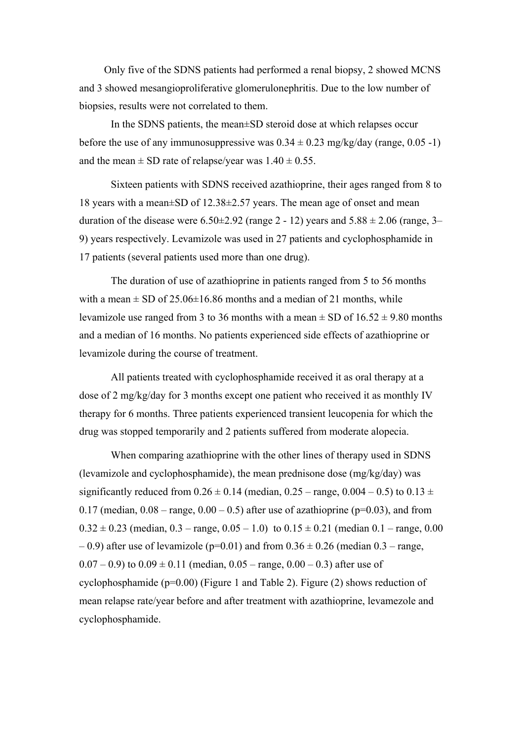Only five of the SDNS patients had performed a renal biopsy, 2 showed MCNS and 3 showed mesangioproliferative glomerulonephritis. Due to the low number of biopsies, results were not correlated to them.

In the SDNS patients, the mean±SD steroid dose at which relapses occur before the use of any immunosuppressive was 0.34 ± 0.23 mg/kg/day (range, 0.05 -1) and the mean ± SD rate of relapse/year was 1.40 ± 0.55.

Sixteen patients with SDNS received azathioprine, their ages ranged from 8 to 18 years with a mean±SD of 12.38±2.57 years. The mean age of onset and mean duration of the disease were 6.50±2.92 (range 2 - 12) years and 5.88 ± 2.06 (range, 3–9) years respectively. Levamizole was used in 27 patients and cyclophosphamide in 17 patients (several patients used more than one drug).

The duration of use of azathioprine in patients ranged from 5 to 56 months with a mean ± SD of 25.06±16.86 months and a median of 21 months, while levamizole use ranged from 3 to 36 months with a mean ± SD of 16.52 ± 9.80 months and a median of 16 months. No patients experienced side effects of azathioprine or levamizole during the course of treatment.

All patients treated with cyclophosphamide received it as oral therapy at a dose of 2 mg/kg/day for 3 months except one patient who received it as monthly IV therapy for 6 months. Three patients experienced transient leucopenia for which the drug was stopped temporarily and 2 patients suffered from moderate alopecia.

When comparing azathioprine with the other lines of therapy used in SDNS (levamizole and cyclophosphamide), the mean prednisone dose (mg/kg/day) was significantly reduced from 0.26 ± 0.14 (median, 0.25 – range, 0.004 – 0.5) to 0.13 ± 0.17 (median, 0.08 – range, 0.00 – 0.5) after use of azathioprine (p=0.03), and from 0.32 ± 0.23 (median, 0.3 – range, 0.05 – 1.0) to 0.15 ± 0.21 (median 0.1 – range, 0.00 – 0.9) after use of levamizole (p=0.01) and from 0.36 ± 0.26 (median 0.3 – range, 0.07 – 0.9) to 0.09 ± 0.11 (median, 0.05 – range, 0.00 – 0.3) after use of cyclophosphamide (p=0.00) (Figure 1 and Table 2). Figure (2) shows reduction of mean relapse rate/year before and after treatment with azathioprine, levamezole and cyclophosphamide.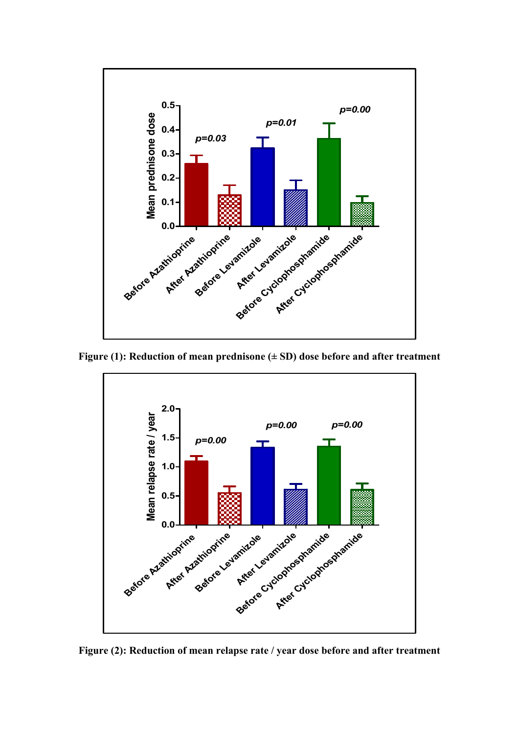**Figure (1): Reduction of mean prednisone (± SD) dose before and after treatment**

**Figure (2): Reduction of mean relapse rate / year dose before and after treatment**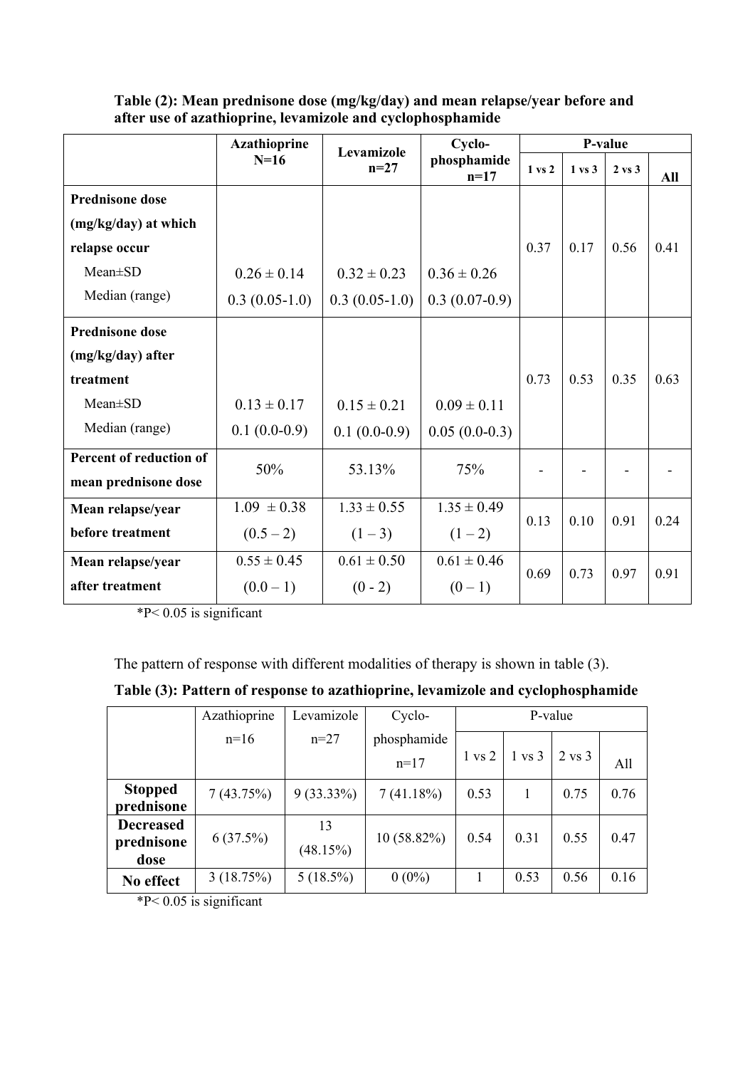**Table (2): Mean prednisone dose (mg/kg/day) and mean relapse/year before and after use of azathioprine, levamizole and cyclophosphamide**

| | Azathioprine N=16 | Levamizole n=27 | Cyclo-phosphamide n=17 | P-value | | | |
|---|---|---|---|---|---|---|---|
| | | | | 1 vs 2 | 1 vs 3 | 2 vs 3 | All |
| **Prednisone dose (mg/kg/day) at which relapse occur** Mean±SD<br>Median (range) | 0.26 ± 0.14<br>0.3 (0.05-1.0) | 0.32 ± 0.23<br>0.3 (0.05-1.0) | 0.36 ± 0.26<br>0.3 (0.07-0.9) | 0.37 | 0.17 | 0.56 | 0.41 |
| **Prednisone dose (mg/kg/day) after treatment** Mean±SD<br>Median (range) | 0.13 ± 0.17<br>0.1 (0.0-0.9) | 0.15 ± 0.21<br>0.1 (0.0-0.9) | 0.09 ± 0.11<br>0.05 (0.0-0.3) | 0.73 | 0.53 | 0.35 | 0.63 |
| **Percent of reduction of mean prednisone dose** | 50% | 53.13% | 75% | - | - | - | - |
| **Mean relapse/year before treatment** | 1.09 ± 0.38<br>(0.5 – 2) | 1.33 ± 0.55<br>(1 – 3) | 1.35 ± 0.49<br>(1 – 2) | 0.13 | 0.10 | 0.91 | 0.24 |
| **Mean relapse/year after treatment** | 0.55 ± 0.45<br>(0.0 – 1) | 0.61 ± 0.50<br>(0 - 2) | 0.61 ± 0.46<br>(0 – 1) | 0.69 | 0.73 | 0.97 | 0.91 |

*P< 0.05 is significant

The pattern of response with different modalities of therapy is shown in table (3).

**Table (3): Pattern of response to azathioprine, levamizole and cyclophosphamide**

| | Azathioprine n=16 | Levamizole n=27 | Cyclo-phosphamide n=17 | P-value | | | |
|---|---|---|---|---|---|---|---|
| | | | | 1 vs 2 | 1 vs 3 | 2 vs 3 | All |
| **Stopped prednisone** | 7 (43.75%) | 9 (33.33%) | 7 (41.18%) | 0.53 | 1 | 0.75 | 0.76 |
| **Decreased prednisone dose** | 6 (37.5%) | 13 (48.15%) | 10 (58.82%) | 0.54 | 0.31 | 0.55 | 0.47 |
| **No effect** | 3 (18.75%) | 5 (18.5%) | 0 (0%) | 1 | 0.53 | 0.56 | 0.16 |

*P< 0.05 is significant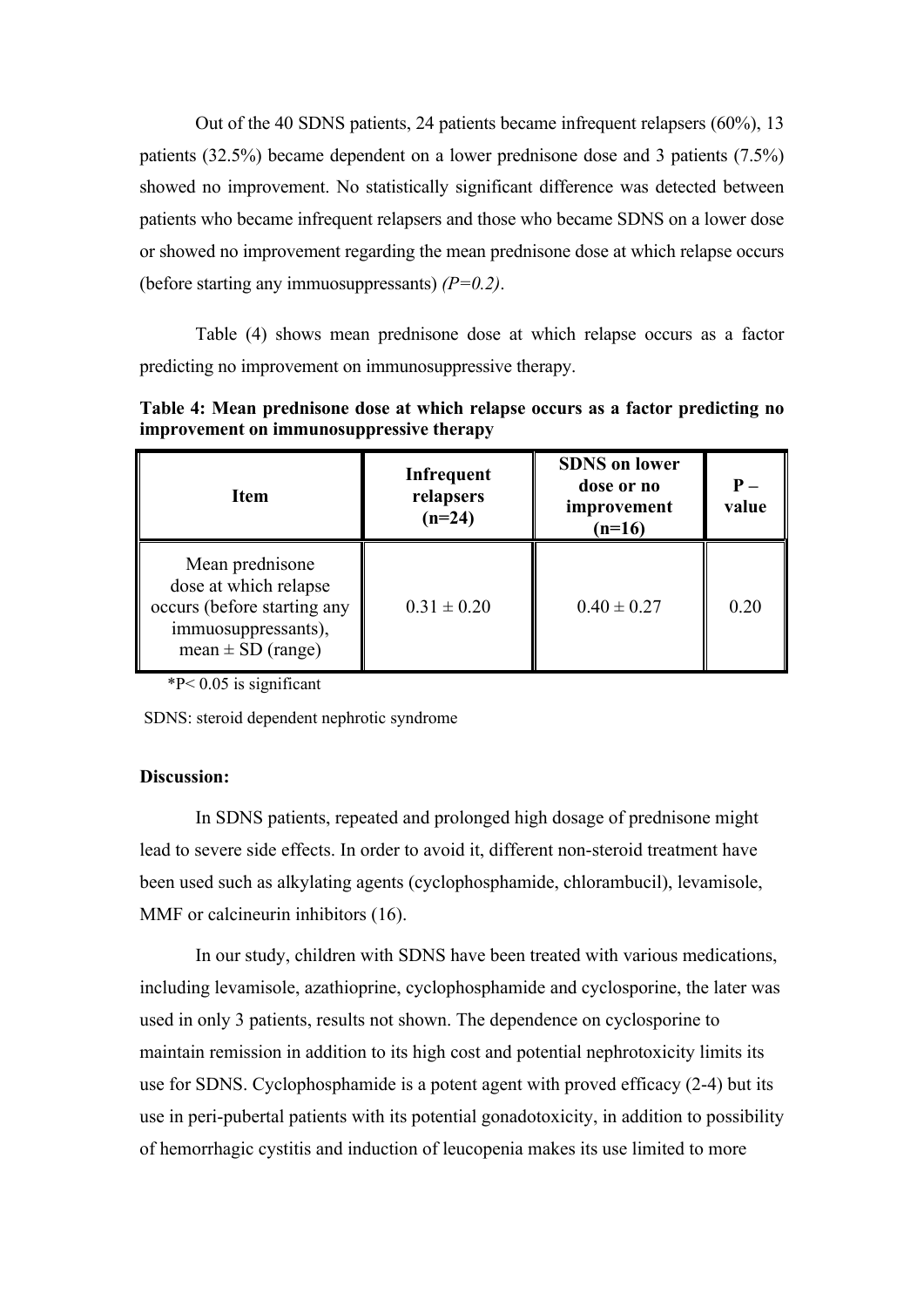Out of the 40 SDNS patients, 24 patients became infrequent relapsers (60%), 13 patients (32.5%) became dependent on a lower prednisone dose and 3 patients (7.5%) showed no improvement. No statistically significant difference was detected between patients who became infrequent relapsers and those who became SDNS on a lower dose or showed no improvement regarding the mean prednisone dose at which relapse occurs (before starting any immuosuppressants) *(P=0.2)*.

Table (4) shows mean prednisone dose at which relapse occurs as a factor predicting no improvement on immunosuppressive therapy.

**Table 4: Mean prednisone dose at which relapse occurs as a factor predicting no improvement on immunosuppressive therapy**

| Item | Infrequent relapsers (n=24) | SDNS on lower dose or no improvement (n=16) | P – value |
|---|---|---|---|
| Mean prednisone dose at which relapse occurs (before starting any immuosuppressants), mean ± SD (range) | 0.31 ± 0.20 | 0.40 ± 0.27 | 0.20 |

*P< 0.05 is significant

SDNS: steroid dependent nephrotic syndrome

**Discussion:**

In SDNS patients, repeated and prolonged high dosage of prednisone might lead to severe side effects. In order to avoid it, different non-steroid treatment have been used such as alkylating agents (cyclophosphamide, chlorambucil), levamisole, MMF or calcineurin inhibitors (16).

In our study, children with SDNS have been treated with various medications, including levamisole, azathioprine, cyclophosphamide and cyclosporine, the later was used in only 3 patients, results not shown. The dependence on cyclosporine to maintain remission in addition to its high cost and potential nephrotoxicity limits its use for SDNS. Cyclophosphamide is a potent agent with proved efficacy (2-4) but its use in peri-pubertal patients with its potential gonadotoxicity, in addition to possibility of hemorrhagic cystitis and induction of leucopenia makes its use limited to more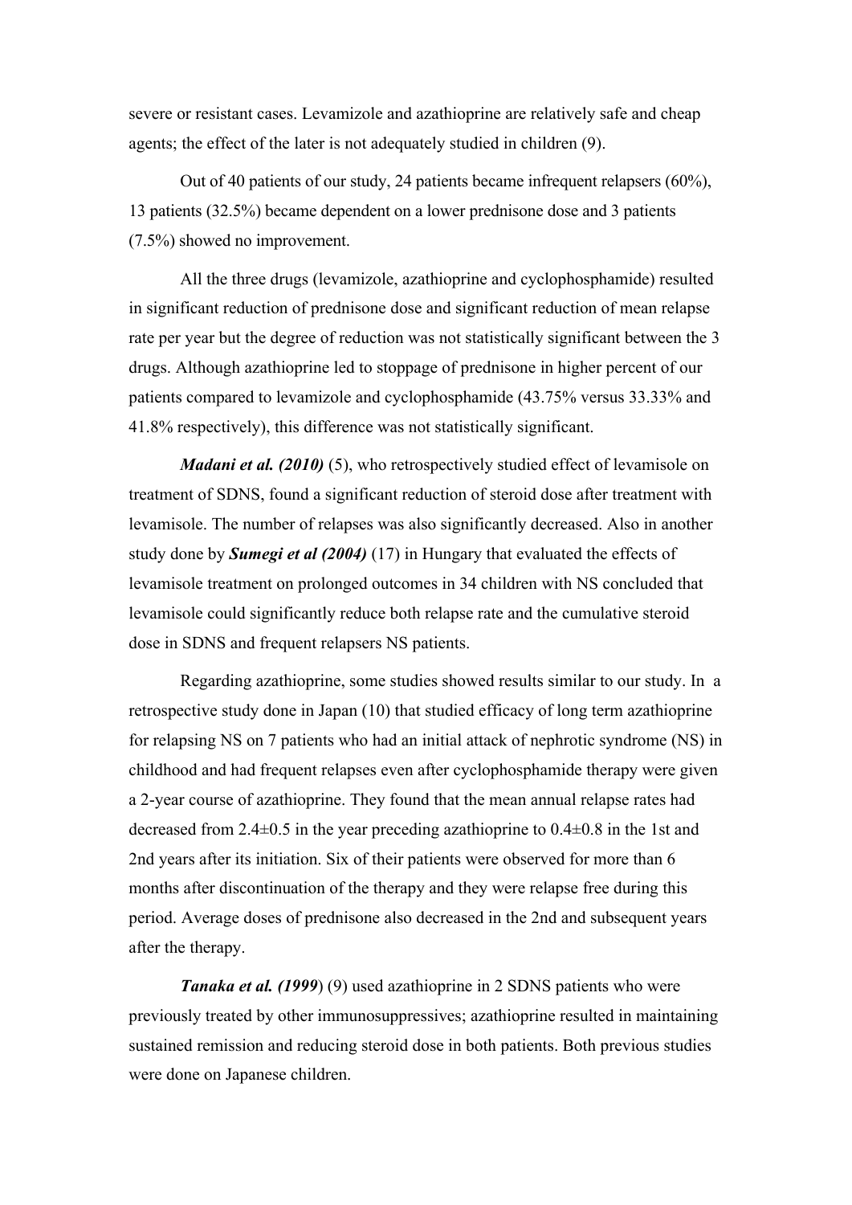severe or resistant cases. Levamizole and azathioprine are relatively safe and cheap agents; the effect of the later is not adequately studied in children (9).

Out of 40 patients of our study, 24 patients became infrequent relapsers (60%), 13 patients (32.5%) became dependent on a lower prednisone dose and 3 patients (7.5%) showed no improvement.

All the three drugs (levamizole, azathioprine and cyclophosphamide) resulted in significant reduction of prednisone dose and significant reduction of mean relapse rate per year but the degree of reduction was not statistically significant between the 3 drugs. Although azathioprine led to stoppage of prednisone in higher percent of our patients compared to levamizole and cyclophosphamide (43.75% versus 33.33% and 41.8% respectively), this difference was not statistically significant.

***Madani et al. (2010)*** (5), who retrospectively studied effect of levamisole on treatment of SDNS, found a significant reduction of steroid dose after treatment with levamisole. The number of relapses was also significantly decreased. Also in another study done by ***Sumegi et al (2004)*** (17) in Hungary that evaluated the effects of levamisole treatment on prolonged outcomes in 34 children with NS concluded that levamisole could significantly reduce both relapse rate and the cumulative steroid dose in SDNS and frequent relapsers NS patients.

Regarding azathioprine, some studies showed results similar to our study. In a retrospective study done in Japan (10) that studied efficacy of long term azathioprine for relapsing NS on 7 patients who had an initial attack of nephrotic syndrome (NS) in childhood and had frequent relapses even after cyclophosphamide therapy were given a 2-year course of azathioprine. They found that the mean annual relapse rates had decreased from $2.4 \pm 0.5$ in the year preceding azathioprine to $0.4 \pm 0.8$ in the 1st and 2nd years after its initiation. Six of their patients were observed for more than 6 months after discontinuation of the therapy and they were relapse free during this period. Average doses of prednisone also decreased in the 2nd and subsequent years after the therapy.

***Tanaka et al. (1999***) (9) used azathioprine in 2 SDNS patients who were previously treated by other immunosuppressives; azathioprine resulted in maintaining sustained remission and reducing steroid dose in both patients. Both previous studies were done on Japanese children.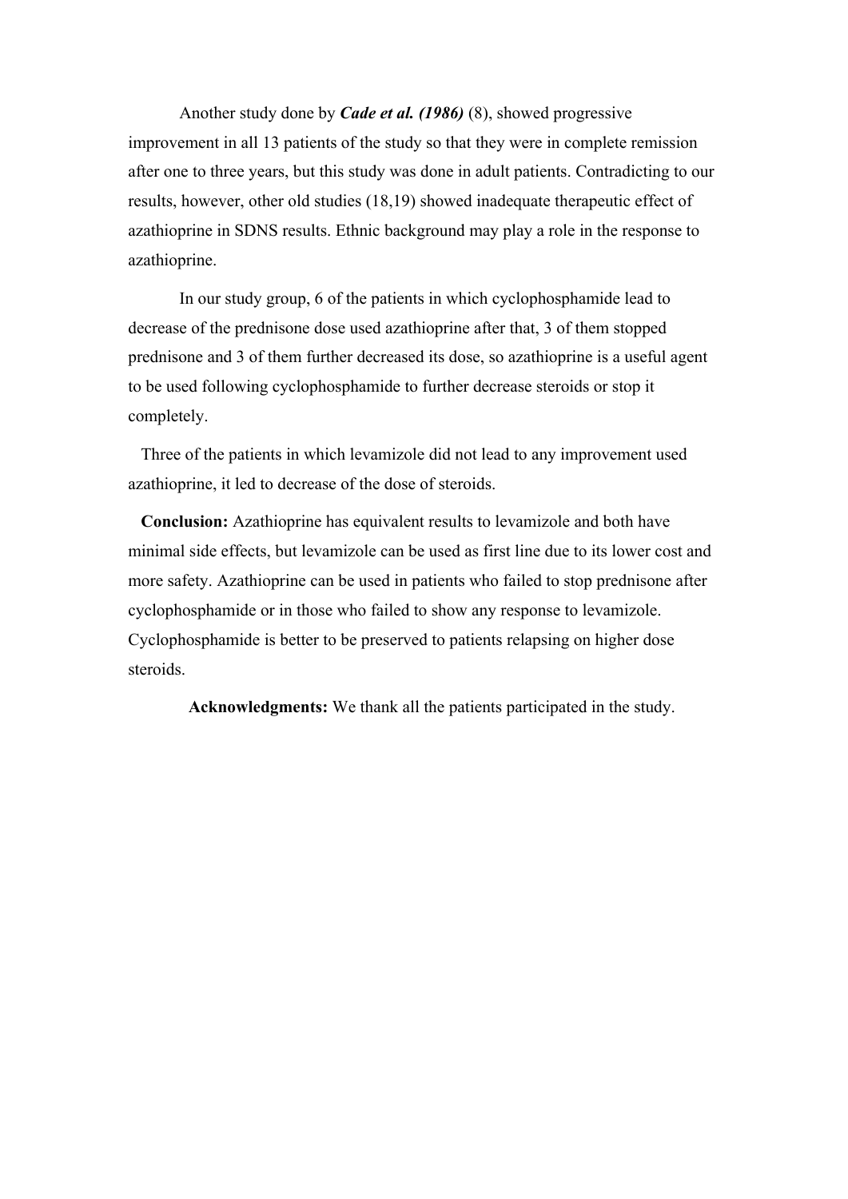Another study done by ***Cade et al. (1986)*** (8), showed progressive improvement in all 13 patients of the study so that they were in complete remission after one to three years, but this study was done in adult patients. Contradicting to our results, however, other old studies (18,19) showed inadequate therapeutic effect of azathioprine in SDNS results. Ethnic background may play a role in the response to azathioprine.

In our study group, 6 of the patients in which cyclophosphamide lead to decrease of the prednisone dose used azathioprine after that, 3 of them stopped prednisone and 3 of them further decreased its dose, so azathioprine is a useful agent to be used following cyclophosphamide to further decrease steroids or stop it completely.

Three of the patients in which levamizole did not lead to any improvement used azathioprine, it led to decrease of the dose of steroids.

**Conclusion:** Azathioprine has equivalent results to levamizole and both have minimal side effects, but levamizole can be used as first line due to its lower cost and more safety. Azathioprine can be used in patients who failed to stop prednisone after cyclophosphamide or in those who failed to show any response to levamizole. Cyclophosphamide is better to be preserved to patients relapsing on higher dose steroids.

**Acknowledgments:** We thank all the patients participated in the study.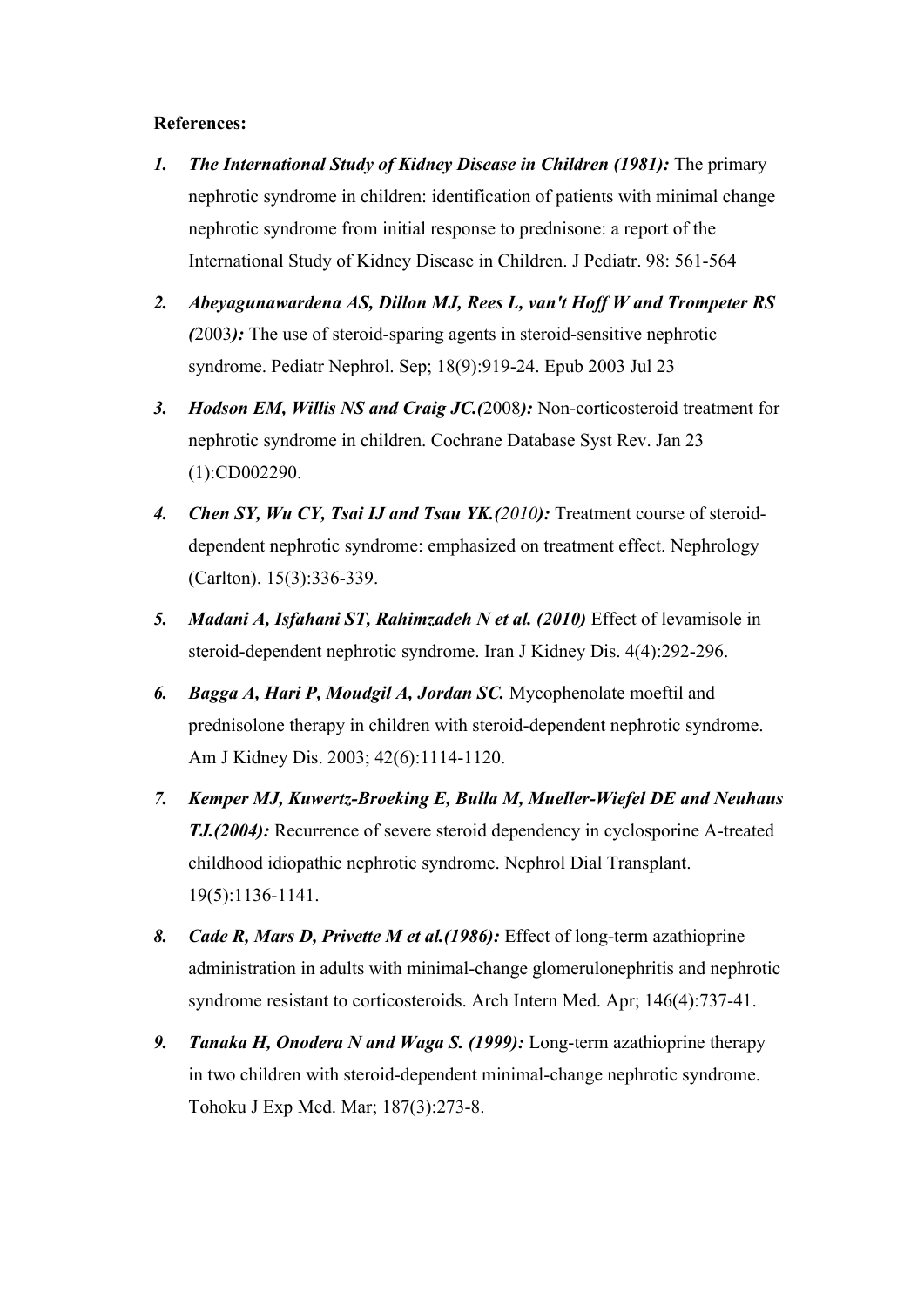**References:**

1. ***The International Study of Kidney Disease in Children (1981):*** The primary nephrotic syndrome in children: identification of patients with minimal change nephrotic syndrome from initial response to prednisone: a report of the International Study of Kidney Disease in Children. J Pediatr. 98: 561-564

2. ***Abeyagunawardena AS, Dillon MJ, Rees L, van't Hoff W and Trompeter RS (*2003***):*** The use of steroid-sparing agents in steroid-sensitive nephrotic syndrome. Pediatr Nephrol. Sep; 18(9):919-24. Epub 2003 Jul 23

3. ***Hodson EM, Willis NS and Craig JC.(*2008***):*** Non-corticosteroid treatment for nephrotic syndrome in children. Cochrane Database Syst Rev. Jan 23 (1):CD002290.

4. ***Chen SY, Wu CY, Tsai IJ and Tsau YK.(****2010****):*** Treatment course of steroid-dependent nephrotic syndrome: emphasized on treatment effect. Nephrology (Carlton). 15(3):336-339.

5. ***Madani A, Isfahani ST, Rahimzadeh N et al. (2010)*** Effect of levamisole in steroid-dependent nephrotic syndrome. Iran J Kidney Dis. 4(4):292-296.

6. ***Bagga A, Hari P, Moudgil A, Jordan SC.*** Mycophenolate moeftil and prednisolone therapy in children with steroid-dependent nephrotic syndrome. Am J Kidney Dis. 2003; 42(6):1114-1120.

7. ***Kemper MJ, Kuwertz-Broeking E, Bulla M, Mueller-Wiefel DE and Neuhaus TJ.(2004):*** Recurrence of severe steroid dependency in cyclosporine A-treated childhood idiopathic nephrotic syndrome. Nephrol Dial Transplant. 19(5):1136-1141.

8. ***Cade R, Mars D, Privette M et al.(1986):*** Effect of long-term azathioprine administration in adults with minimal-change glomerulonephritis and nephrotic syndrome resistant to corticosteroids. Arch Intern Med. Apr; 146(4):737-41.

9. ***Tanaka H, Onodera N and Waga S. (1999):*** Long-term azathioprine therapy in two children with steroid-dependent minimal-change nephrotic syndrome. Tohoku J Exp Med. Mar; 187(3):273-8.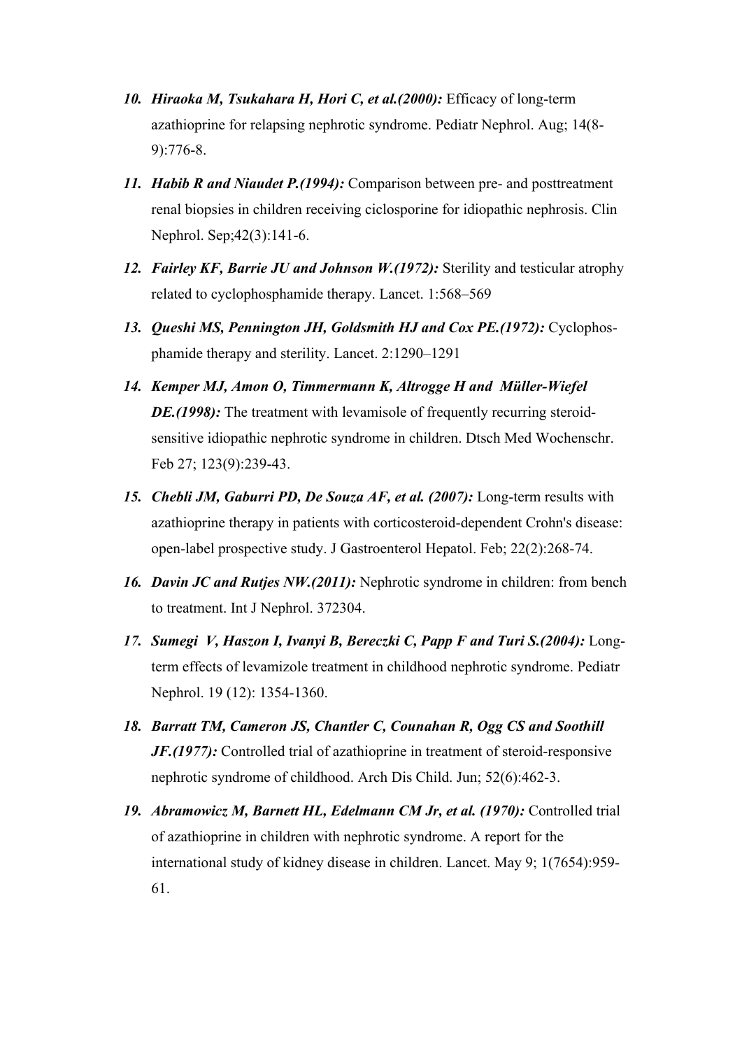10. ***Hiraoka M, Tsukahara H, Hori C, et al.(2000):*** Efficacy of long-term azathioprine for relapsing nephrotic syndrome. Pediatr Nephrol. Aug; 14(8-9):776-8.

11. ***Habib R and Niaudet P.(1994):*** Comparison between pre- and posttreatment renal biopsies in children receiving ciclosporine for idiopathic nephrosis. Clin Nephrol. Sep;42(3):141-6.

12. ***Fairley KF, Barrie JU and Johnson W.(1972):*** Sterility and testicular atrophy related to cyclophosphamide therapy. Lancet. 1:568–569

13. ***Queshi MS, Pennington JH, Goldsmith HJ and Cox PE.(1972):*** Cyclophosphamide therapy and sterility. Lancet. 2:1290–1291

14. ***Kemper MJ, Amon O, Timmermann K, Altrogge H and Müller-Wiefel DE.(1998):*** The treatment with levamisole of frequently recurring steroid-sensitive idiopathic nephrotic syndrome in children. Dtsch Med Wochenschr. Feb 27; 123(9):239-43.

15. ***Chebli JM, Gaburri PD, De Souza AF, et al. (2007):*** Long-term results with azathioprine therapy in patients with corticosteroid-dependent Crohn's disease: open-label prospective study. J Gastroenterol Hepatol. Feb; 22(2):268-74.

16. ***Davin JC and Rutjes NW.(2011):*** Nephrotic syndrome in children: from bench to treatment. Int J Nephrol. 372304.

17. ***Sumegi V, Haszon I, Ivanyi B, Bereczki C, Papp F and Turi S.(2004):*** Long-term effects of levamizole treatment in childhood nephrotic syndrome. Pediatr Nephrol. 19 (12): 1354-1360.

18. ***Barratt TM, Cameron JS, Chantler C, Counahan R, Ogg CS and Soothill JF.(1977):*** Controlled trial of azathioprine in treatment of steroid-responsive nephrotic syndrome of childhood. Arch Dis Child. Jun; 52(6):462-3.

19. ***Abramowicz M, Barnett HL, Edelmann CM Jr, et al. (1970):*** Controlled trial of azathioprine in children with nephrotic syndrome. A report for the international study of kidney disease in children. Lancet. May 9; 1(7654):959-61.